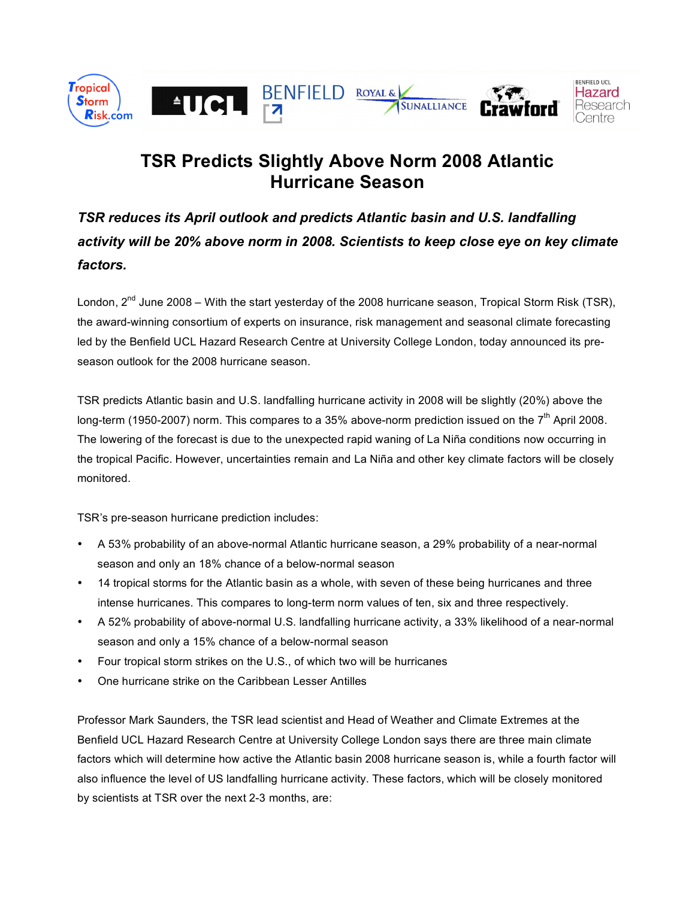# TSR Predicts Slightly Above Norm 2008 Atlantic Hurricane Season

***TSR reduces its April outlook and predicts Atlantic basin and U.S. landfalling activity will be 20% above norm in 2008. Scientists to keep close eye on key climate factors.***

London, 2nd June 2008 – With the start yesterday of the 2008 hurricane season, Tropical Storm Risk (TSR), the award-winning consortium of experts on insurance, risk management and seasonal climate forecasting led by the Benfield UCL Hazard Research Centre at University College London, today announced its pre-season outlook for the 2008 hurricane season.

TSR predicts Atlantic basin and U.S. landfalling hurricane activity in 2008 will be slightly (20%) above the long-term (1950-2007) norm. This compares to a 35% above-norm prediction issued on the 7th April 2008. The lowering of the forecast is due to the unexpected rapid waning of La Niña conditions now occurring in the tropical Pacific. However, uncertainties remain and La Niña and other key climate factors will be closely monitored.

TSR's pre-season hurricane prediction includes:

- A 53% probability of an above-normal Atlantic hurricane season, a 29% probability of a near-normal season and only an 18% chance of a below-normal season
- 14 tropical storms for the Atlantic basin as a whole, with seven of these being hurricanes and three intense hurricanes. This compares to long-term norm values of ten, six and three respectively.
- A 52% probability of above-normal U.S. landfalling hurricane activity, a 33% likelihood of a near-normal season and only a 15% chance of a below-normal season
- Four tropical storm strikes on the U.S., of which two will be hurricanes
- One hurricane strike on the Caribbean Lesser Antilles

Professor Mark Saunders, the TSR lead scientist and Head of Weather and Climate Extremes at the Benfield UCL Hazard Research Centre at University College London says there are three main climate factors which will determine how active the Atlantic basin 2008 hurricane season is, while a fourth factor will also influence the level of US landfalling hurricane activity. These factors, which will be closely monitored by scientists at TSR over the next 2-3 months, are: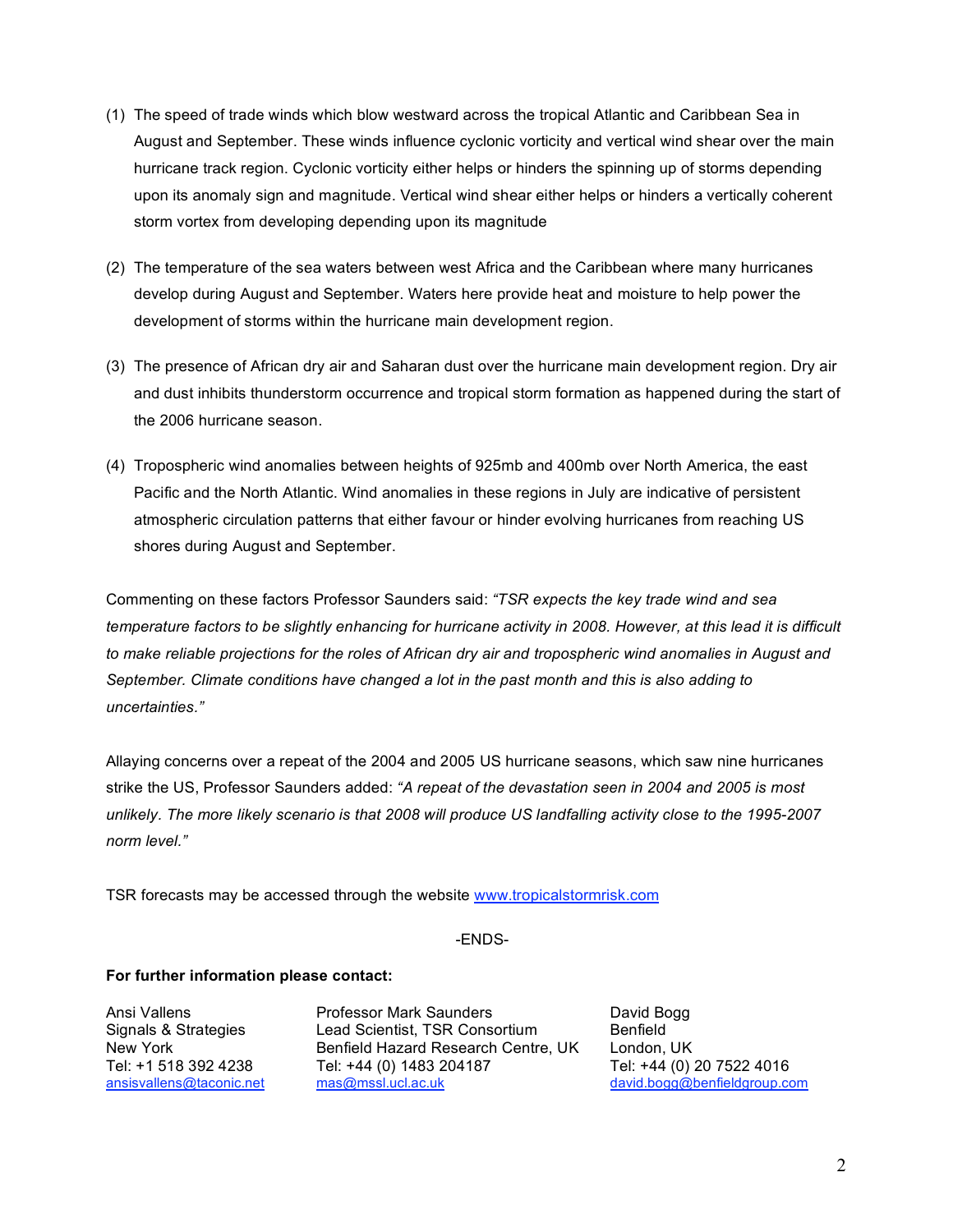(1) The speed of trade winds which blow westward across the tropical Atlantic and Caribbean Sea in August and September. These winds influence cyclonic vorticity and vertical wind shear over the main hurricane track region. Cyclonic vorticity either helps or hinders the spinning up of storms depending upon its anomaly sign and magnitude. Vertical wind shear either helps or hinders a vertically coherent storm vortex from developing depending upon its magnitude

(2) The temperature of the sea waters between west Africa and the Caribbean where many hurricanes develop during August and September. Waters here provide heat and moisture to help power the development of storms within the hurricane main development region.

(3) The presence of African dry air and Saharan dust over the hurricane main development region. Dry air and dust inhibits thunderstorm occurrence and tropical storm formation as happened during the start of the 2006 hurricane season.

(4) Tropospheric wind anomalies between heights of 925mb and 400mb over North America, the east Pacific and the North Atlantic. Wind anomalies in these regions in July are indicative of persistent atmospheric circulation patterns that either favour or hinder evolving hurricanes from reaching US shores during August and September.

Commenting on these factors Professor Saunders said: *"TSR expects the key trade wind and sea temperature factors to be slightly enhancing for hurricane activity in 2008. However, at this lead it is difficult to make reliable projections for the roles of African dry air and tropospheric wind anomalies in August and September. Climate conditions have changed a lot in the past month and this is also adding to uncertainties."*

Allaying concerns over a repeat of the 2004 and 2005 US hurricane seasons, which saw nine hurricanes strike the US, Professor Saunders added: *"A repeat of the devastation seen in 2004 and 2005 is most unlikely. The more likely scenario is that 2008 will produce US landfalling activity close to the 1995-2007 norm level."*

TSR forecasts may be accessed through the website [www.tropicalstormrisk.com](http://www.tropicalstormrisk.com)

-ENDS-

**For further information please contact:**

Ansi Vallens
Signals & Strategies
New York
Tel: +1 518 392 4238
ansisvallens@taconic.net

Professor Mark Saunders
Lead Scientist, TSR Consortium
Benfield Hazard Research Centre, UK
Tel: +44 (0) 1483 204187
mas@mssl.ucl.ac.uk

David Bogg
Benfield
London, UK
Tel: +44 (0) 20 7522 4016
david.bogg@benfieldgroup.com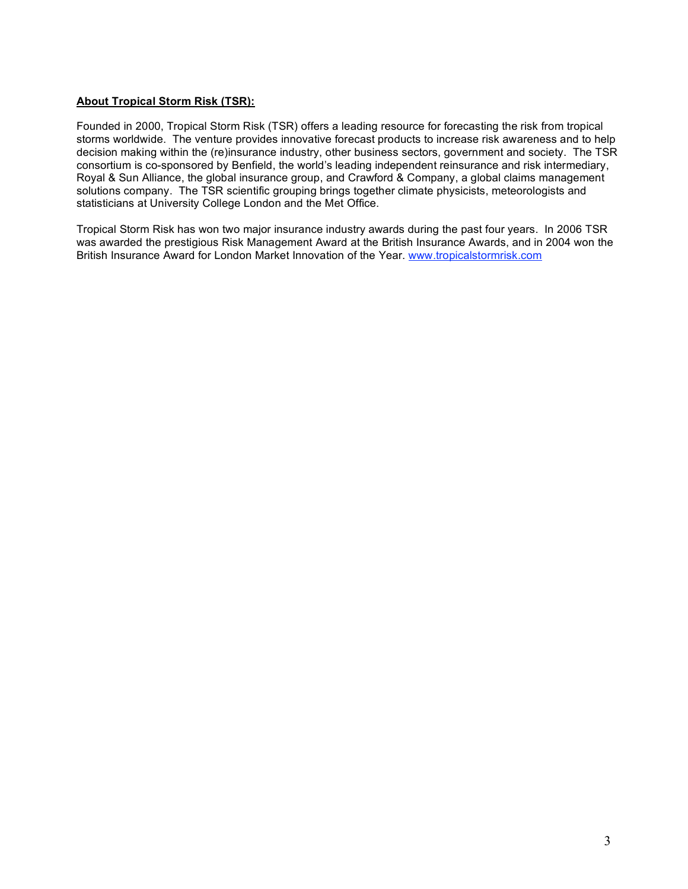**About Tropical Storm Risk (TSR):**

Founded in 2000, Tropical Storm Risk (TSR) offers a leading resource for forecasting the risk from tropical storms worldwide. The venture provides innovative forecast products to increase risk awareness and to help decision making within the (re)insurance industry, other business sectors, government and society. The TSR consortium is co-sponsored by Benfield, the world's leading independent reinsurance and risk intermediary, Royal & Sun Alliance, the global insurance group, and Crawford & Company, a global claims management solutions company. The TSR scientific grouping brings together climate physicists, meteorologists and statisticians at University College London and the Met Office.

Tropical Storm Risk has won two major insurance industry awards during the past four years. In 2006 TSR was awarded the prestigious Risk Management Award at the British Insurance Awards, and in 2004 won the British Insurance Award for London Market Innovation of the Year. [www.tropicalstormrisk.com](http://www.tropicalstormrisk.com)